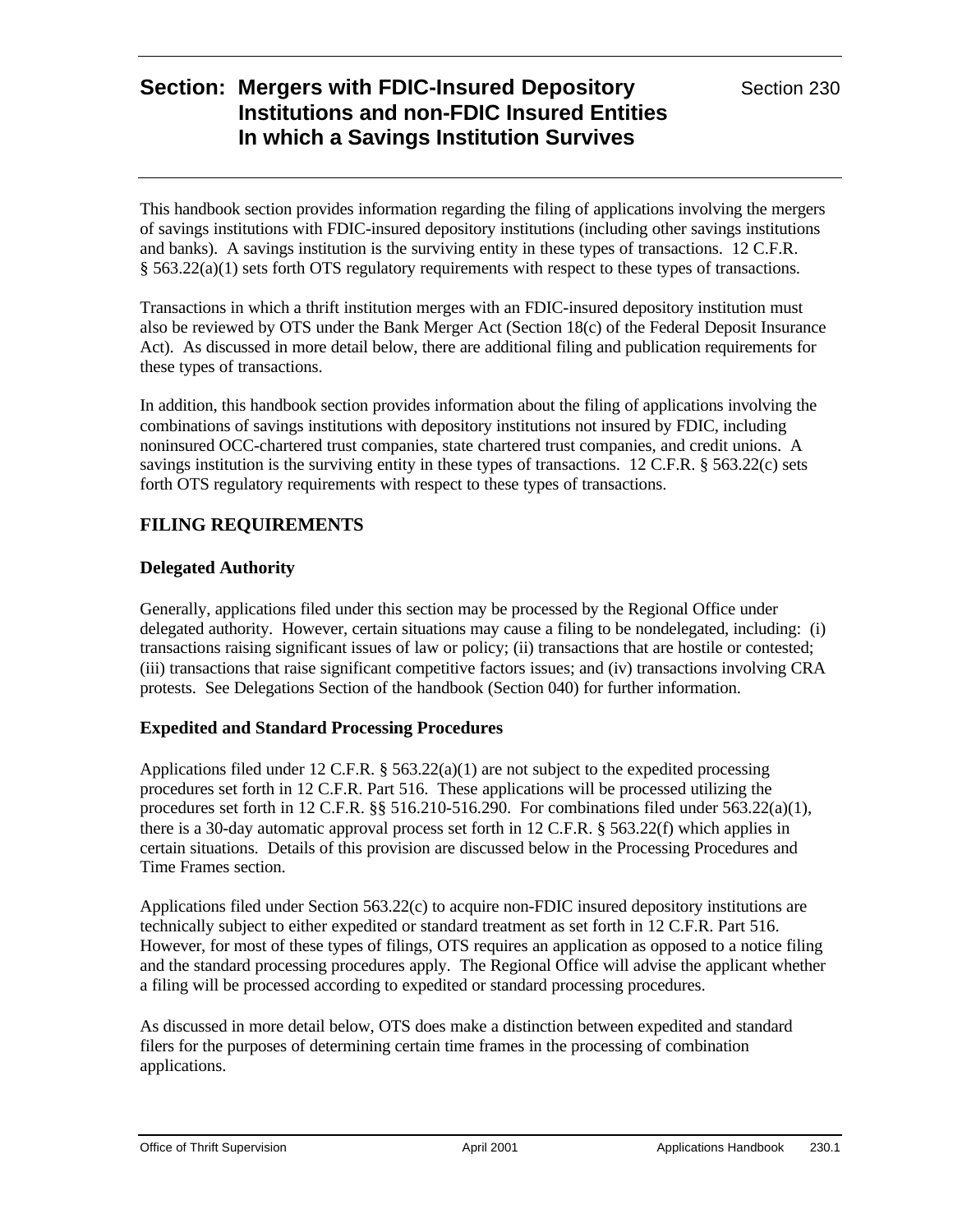# Section: Mergers with FDIC-Insured Depository Institutions and non-FDIC Insured Entities In which a Savings Institution Survives

Section 230

This handbook section provides information regarding the filing of applications involving the mergers of savings institutions with FDIC-insured depository institutions (including other savings institutions and banks). A savings institution is the surviving entity in these types of transactions. 12 C.F.R. § 563.22(a)(1) sets forth OTS regulatory requirements with respect to these types of transactions.

Transactions in which a thrift institution merges with an FDIC-insured depository institution must also be reviewed by OTS under the Bank Merger Act (Section 18(c) of the Federal Deposit Insurance Act). As discussed in more detail below, there are additional filing and publication requirements for these types of transactions.

In addition, this handbook section provides information about the filing of applications involving the combinations of savings institutions with depository institutions not insured by FDIC, including noninsured OCC-chartered trust companies, state chartered trust companies, and credit unions. A savings institution is the surviving entity in these types of transactions. 12 C.F.R. § 563.22(c) sets forth OTS regulatory requirements with respect to these types of transactions.

## FILING REQUIREMENTS

### Delegated Authority

Generally, applications filed under this section may be processed by the Regional Office under delegated authority. However, certain situations may cause a filing to be nondelegated, including: (i) transactions raising significant issues of law or policy; (ii) transactions that are hostile or contested; (iii) transactions that raise significant competitive factors issues; and (iv) transactions involving CRA protests. See Delegations Section of the handbook (Section 040) for further information.

### Expedited and Standard Processing Procedures

Applications filed under 12 C.F.R. § 563.22(a)(1) are not subject to the expedited processing procedures set forth in 12 C.F.R. Part 516. These applications will be processed utilizing the procedures set forth in 12 C.F.R. §§ 516.210-516.290. For combinations filed under 563.22(a)(1), there is a 30-day automatic approval process set forth in 12 C.F.R. § 563.22(f) which applies in certain situations. Details of this provision are discussed below in the Processing Procedures and Time Frames section.

Applications filed under Section 563.22(c) to acquire non-FDIC insured depository institutions are technically subject to either expedited or standard treatment as set forth in 12 C.F.R. Part 516. However, for most of these types of filings, OTS requires an application as opposed to a notice filing and the standard processing procedures apply. The Regional Office will advise the applicant whether a filing will be processed according to expedited or standard processing procedures.

As discussed in more detail below, OTS does make a distinction between expedited and standard filers for the purposes of determining certain time frames in the processing of combination applications.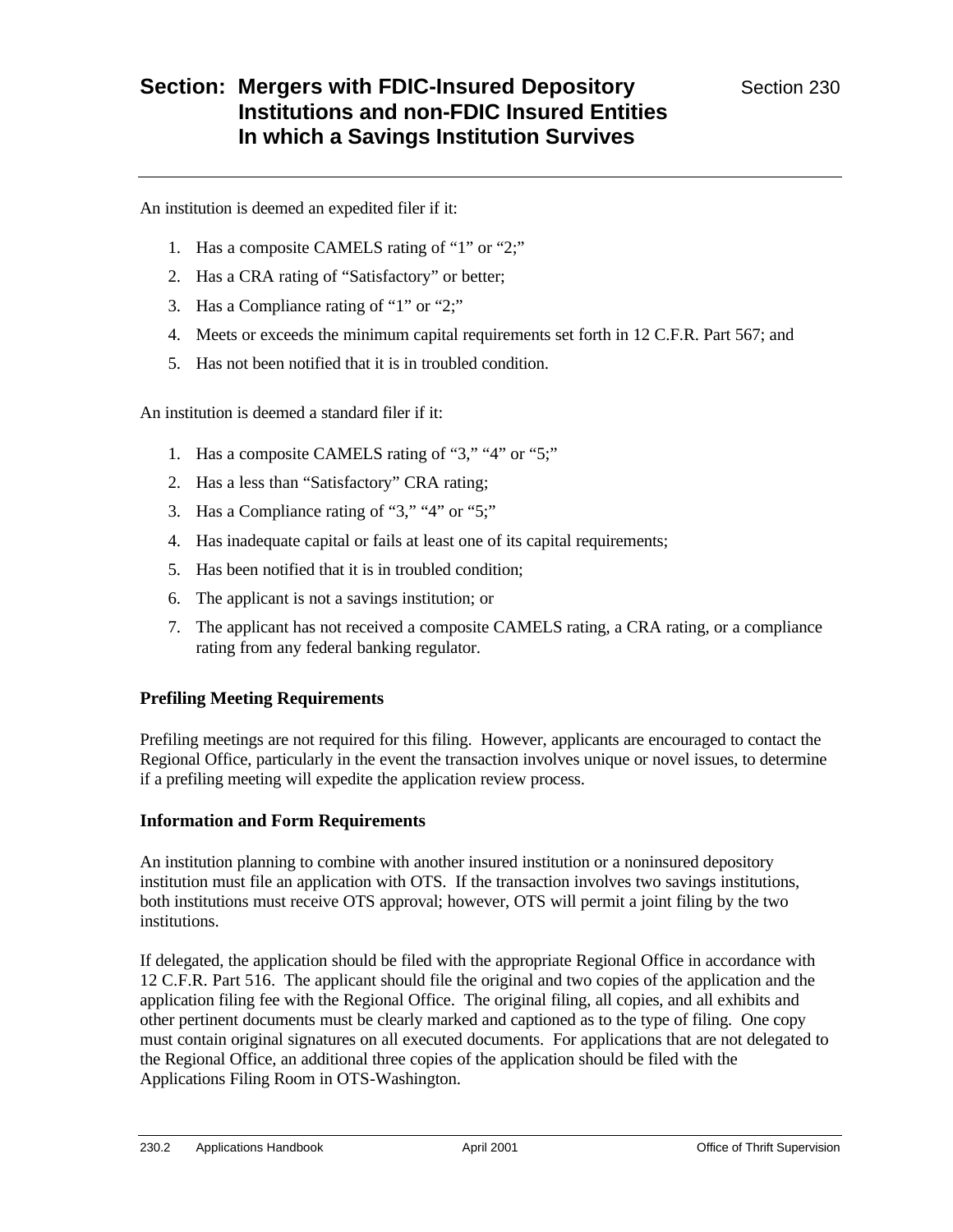An institution is deemed an expedited filer if it:

1. Has a composite CAMELS rating of "1" or "2;"
2. Has a CRA rating of "Satisfactory" or better;
3. Has a Compliance rating of "1" or "2;"
4. Meets or exceeds the minimum capital requirements set forth in 12 C.F.R. Part 567; and
5. Has not been notified that it is in troubled condition.

An institution is deemed a standard filer if it:

1. Has a composite CAMELS rating of "3," "4" or "5;"
2. Has a less than "Satisfactory" CRA rating;
3. Has a Compliance rating of "3," "4" or "5;"
4. Has inadequate capital or fails at least one of its capital requirements;
5. Has been notified that it is in troubled condition;
6. The applicant is not a savings institution; or
7. The applicant has not received a composite CAMELS rating, a CRA rating, or a compliance rating from any federal banking regulator.

### Prefiling Meeting Requirements

Prefiling meetings are not required for this filing. However, applicants are encouraged to contact the Regional Office, particularly in the event the transaction involves unique or novel issues, to determine if a prefiling meeting will expedite the application review process.

### Information and Form Requirements

An institution planning to combine with another insured institution or a noninsured depository institution must file an application with OTS. If the transaction involves two savings institutions, both institutions must receive OTS approval; however, OTS will permit a joint filing by the two institutions.

If delegated, the application should be filed with the appropriate Regional Office in accordance with 12 C.F.R. Part 516. The applicant should file the original and two copies of the application and the application filing fee with the Regional Office. The original filing, all copies, and all exhibits and other pertinent documents must be clearly marked and captioned as to the type of filing. One copy must contain original signatures on all executed documents. For applications that are not delegated to the Regional Office, an additional three copies of the application should be filed with the Applications Filing Room in OTS-Washington.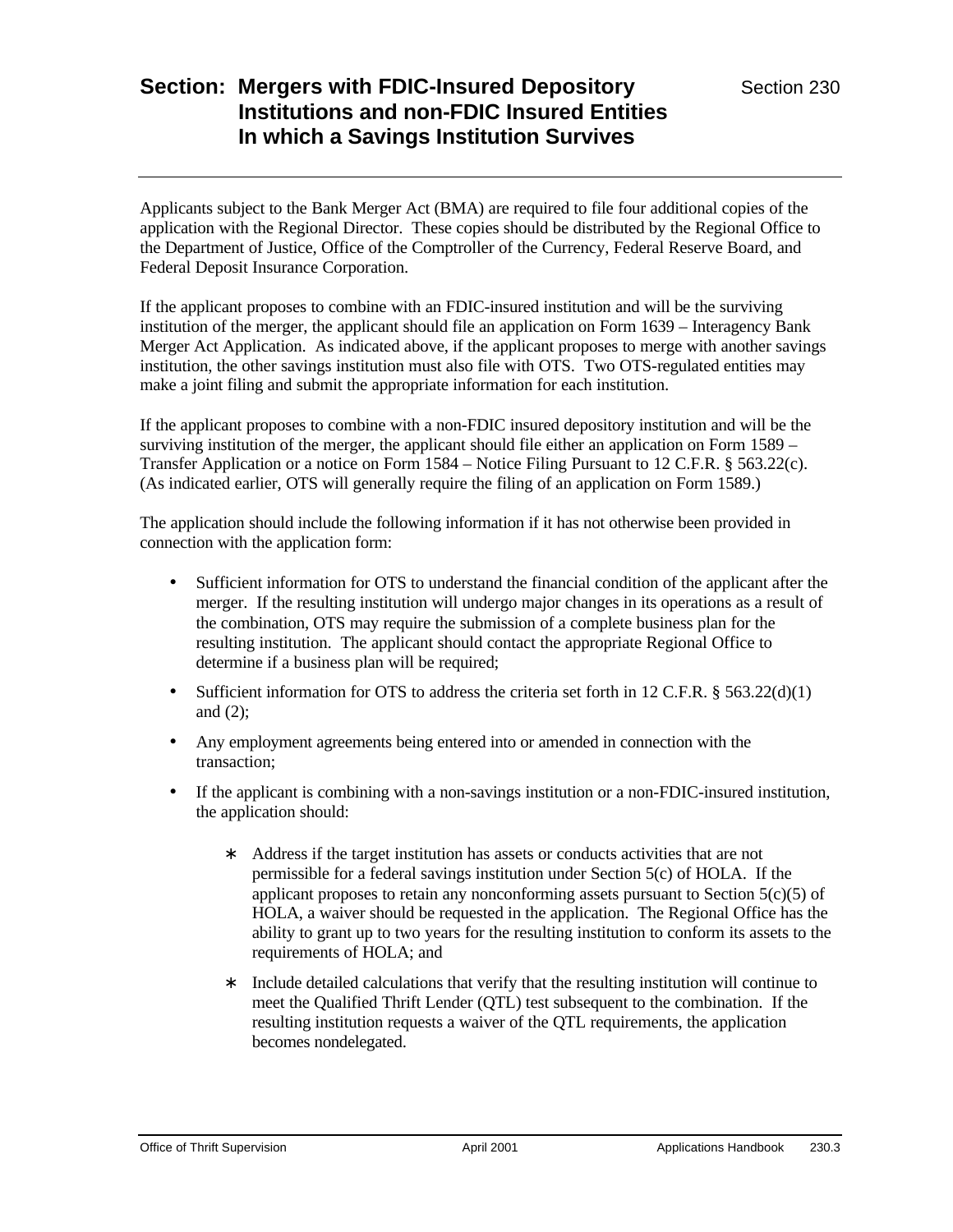## Section: Mergers with FDIC-Insured Depository Institutions and non-FDIC Insured Entities In which a Savings Institution Survives

Section 230

Applicants subject to the Bank Merger Act (BMA) are required to file four additional copies of the application with the Regional Director. These copies should be distributed by the Regional Office to the Department of Justice, Office of the Comptroller of the Currency, Federal Reserve Board, and Federal Deposit Insurance Corporation.

If the applicant proposes to combine with an FDIC-insured institution and will be the surviving institution of the merger, the applicant should file an application on Form 1639 – Interagency Bank Merger Act Application. As indicated above, if the applicant proposes to merge with another savings institution, the other savings institution must also file with OTS. Two OTS-regulated entities may make a joint filing and submit the appropriate information for each institution.

If the applicant proposes to combine with a non-FDIC insured depository institution and will be the surviving institution of the merger, the applicant should file either an application on Form 1589 – Transfer Application or a notice on Form 1584 – Notice Filing Pursuant to 12 C.F.R. § 563.22(c). (As indicated earlier, OTS will generally require the filing of an application on Form 1589.)

The application should include the following information if it has not otherwise been provided in connection with the application form:

- Sufficient information for OTS to understand the financial condition of the applicant after the merger. If the resulting institution will undergo major changes in its operations as a result of the combination, OTS may require the submission of a complete business plan for the resulting institution. The applicant should contact the appropriate Regional Office to determine if a business plan will be required;
- Sufficient information for OTS to address the criteria set forth in 12 C.F.R. § 563.22(d)(1) and (2);
- Any employment agreements being entered into or amended in connection with the transaction;
- If the applicant is combining with a non-savings institution or a non-FDIC-insured institution, the application should:
    - Address if the target institution has assets or conducts activities that are not permissible for a federal savings institution under Section 5(c) of HOLA. If the applicant proposes to retain any nonconforming assets pursuant to Section 5(c)(5) of HOLA, a waiver should be requested in the application. The Regional Office has the ability to grant up to two years for the resulting institution to conform its assets to the requirements of HOLA; and
    - Include detailed calculations that verify that the resulting institution will continue to meet the Qualified Thrift Lender (QTL) test subsequent to the combination. If the resulting institution requests a waiver of the QTL requirements, the application becomes nondelegated.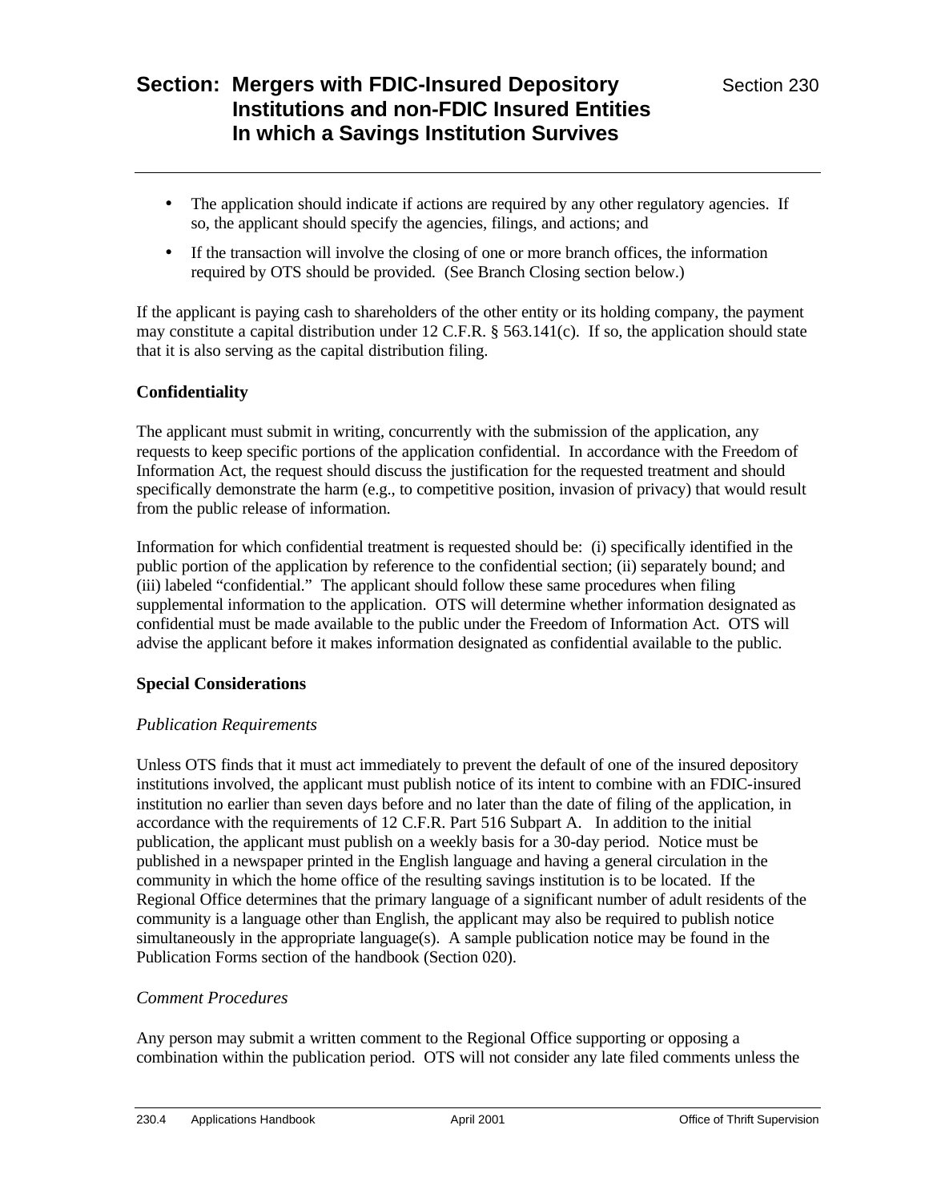- The application should indicate if actions are required by any other regulatory agencies. If so, the applicant should specify the agencies, filings, and actions; and
- If the transaction will involve the closing of one or more branch offices, the information required by OTS should be provided. (See Branch Closing section below.)

If the applicant is paying cash to shareholders of the other entity or its holding company, the payment may constitute a capital distribution under 12 C.F.R. § 563.141(c). If so, the application should state that it is also serving as the capital distribution filing.

### Confidentiality

The applicant must submit in writing, concurrently with the submission of the application, any requests to keep specific portions of the application confidential. In accordance with the Freedom of Information Act, the request should discuss the justification for the requested treatment and should specifically demonstrate the harm (e.g., to competitive position, invasion of privacy) that would result from the public release of information.

Information for which confidential treatment is requested should be: (i) specifically identified in the public portion of the application by reference to the confidential section; (ii) separately bound; and (iii) labeled "confidential." The applicant should follow these same procedures when filing supplemental information to the application. OTS will determine whether information designated as confidential must be made available to the public under the Freedom of Information Act. OTS will advise the applicant before it makes information designated as confidential available to the public.

### Special Considerations

*Publication Requirements*

Unless OTS finds that it must act immediately to prevent the default of one of the insured depository institutions involved, the applicant must publish notice of its intent to combine with an FDIC-insured institution no earlier than seven days before and no later than the date of filing of the application, in accordance with the requirements of 12 C.F.R. Part 516 Subpart A. In addition to the initial publication, the applicant must publish on a weekly basis for a 30-day period. Notice must be published in a newspaper printed in the English language and having a general circulation in the community in which the home office of the resulting savings institution is to be located. If the Regional Office determines that the primary language of a significant number of adult residents of the community is a language other than English, the applicant may also be required to publish notice simultaneously in the appropriate language(s). A sample publication notice may be found in the Publication Forms section of the handbook (Section 020).

*Comment Procedures*

Any person may submit a written comment to the Regional Office supporting or opposing a combination within the publication period. OTS will not consider any late filed comments unless the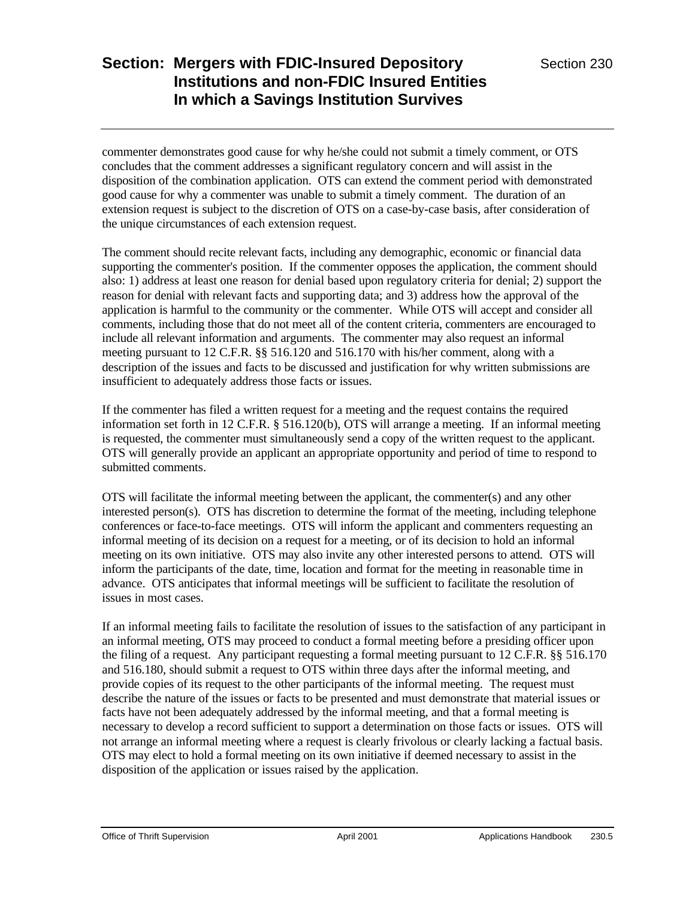commenter demonstrates good cause for why he/she could not submit a timely comment, or OTS concludes that the comment addresses a significant regulatory concern and will assist in the disposition of the combination application. OTS can extend the comment period with demonstrated good cause for why a commenter was unable to submit a timely comment. The duration of an extension request is subject to the discretion of OTS on a case-by-case basis, after consideration of the unique circumstances of each extension request.

The comment should recite relevant facts, including any demographic, economic or financial data supporting the commenter's position. If the commenter opposes the application, the comment should also: 1) address at least one reason for denial based upon regulatory criteria for denial; 2) support the reason for denial with relevant facts and supporting data; and 3) address how the approval of the application is harmful to the community or the commenter. While OTS will accept and consider all comments, including those that do not meet all of the content criteria, commenters are encouraged to include all relevant information and arguments. The commenter may also request an informal meeting pursuant to 12 C.F.R. §§ 516.120 and 516.170 with his/her comment, along with a description of the issues and facts to be discussed and justification for why written submissions are insufficient to adequately address those facts or issues.

If the commenter has filed a written request for a meeting and the request contains the required information set forth in 12 C.F.R. § 516.120(b), OTS will arrange a meeting. If an informal meeting is requested, the commenter must simultaneously send a copy of the written request to the applicant. OTS will generally provide an applicant an appropriate opportunity and period of time to respond to submitted comments.

OTS will facilitate the informal meeting between the applicant, the commenter(s) and any other interested person(s). OTS has discretion to determine the format of the meeting, including telephone conferences or face-to-face meetings. OTS will inform the applicant and commenters requesting an informal meeting of its decision on a request for a meeting, or of its decision to hold an informal meeting on its own initiative. OTS may also invite any other interested persons to attend. OTS will inform the participants of the date, time, location and format for the meeting in reasonable time in advance. OTS anticipates that informal meetings will be sufficient to facilitate the resolution of issues in most cases.

If an informal meeting fails to facilitate the resolution of issues to the satisfaction of any participant in an informal meeting, OTS may proceed to conduct a formal meeting before a presiding officer upon the filing of a request. Any participant requesting a formal meeting pursuant to 12 C.F.R. §§ 516.170 and 516.180, should submit a request to OTS within three days after the informal meeting, and provide copies of its request to the other participants of the informal meeting. The request must describe the nature of the issues or facts to be presented and must demonstrate that material issues or facts have not been adequately addressed by the informal meeting, and that a formal meeting is necessary to develop a record sufficient to support a determination on those facts or issues. OTS will not arrange an informal meeting where a request is clearly frivolous or clearly lacking a factual basis. OTS may elect to hold a formal meeting on its own initiative if deemed necessary to assist in the disposition of the application or issues raised by the application.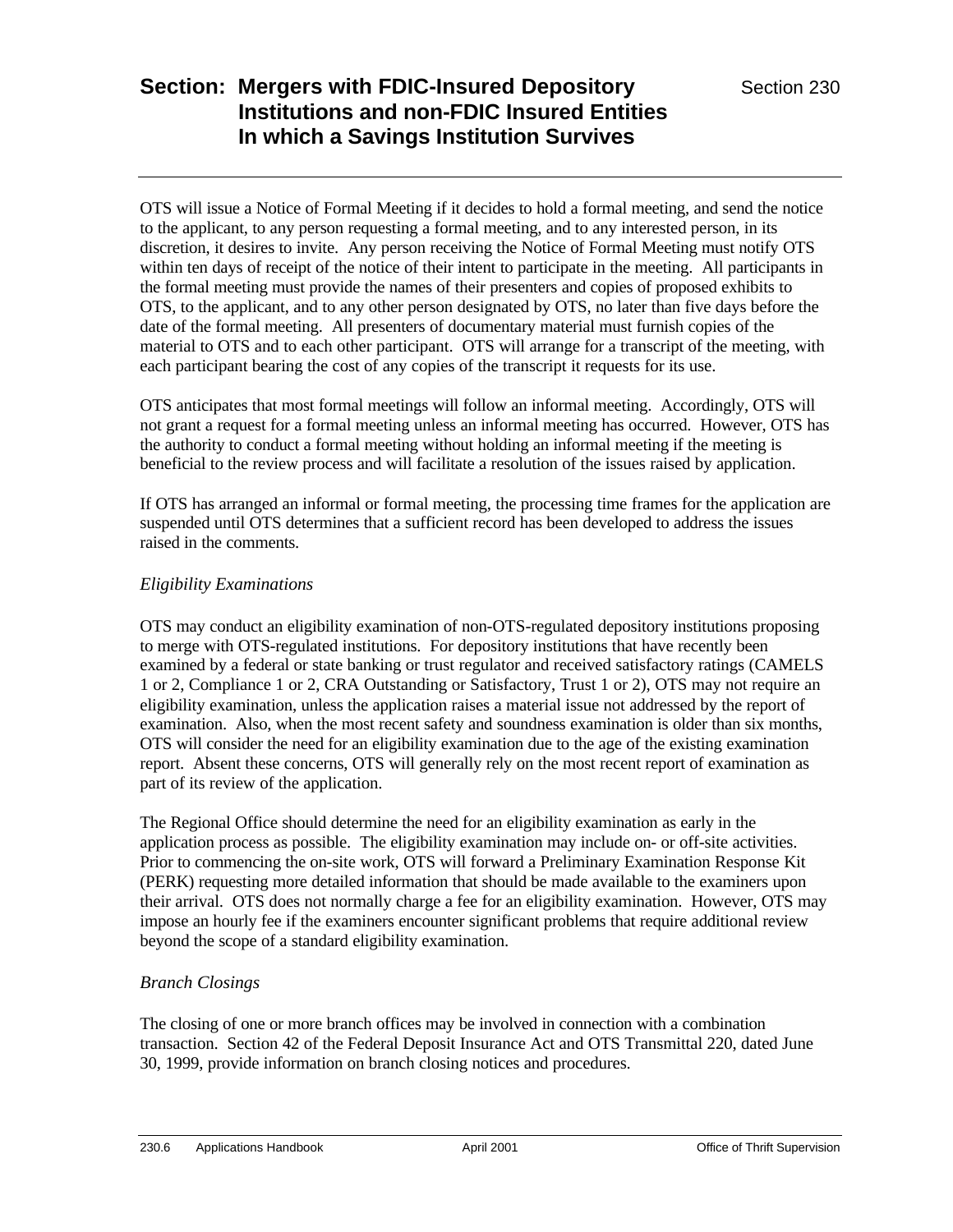OTS will issue a Notice of Formal Meeting if it decides to hold a formal meeting, and send the notice to the applicant, to any person requesting a formal meeting, and to any interested person, in its discretion, it desires to invite. Any person receiving the Notice of Formal Meeting must notify OTS within ten days of receipt of the notice of their intent to participate in the meeting. All participants in the formal meeting must provide the names of their presenters and copies of proposed exhibits to OTS, to the applicant, and to any other person designated by OTS, no later than five days before the date of the formal meeting. All presenters of documentary material must furnish copies of the material to OTS and to each other participant. OTS will arrange for a transcript of the meeting, with each participant bearing the cost of any copies of the transcript it requests for its use.

OTS anticipates that most formal meetings will follow an informal meeting. Accordingly, OTS will not grant a request for a formal meeting unless an informal meeting has occurred. However, OTS has the authority to conduct a formal meeting without holding an informal meeting if the meeting is beneficial to the review process and will facilitate a resolution of the issues raised by application.

If OTS has arranged an informal or formal meeting, the processing time frames for the application are suspended until OTS determines that a sufficient record has been developed to address the issues raised in the comments.

*Eligibility Examinations*

OTS may conduct an eligibility examination of non-OTS-regulated depository institutions proposing to merge with OTS-regulated institutions. For depository institutions that have recently been examined by a federal or state banking or trust regulator and received satisfactory ratings (CAMELS 1 or 2, Compliance 1 or 2, CRA Outstanding or Satisfactory, Trust 1 or 2), OTS may not require an eligibility examination, unless the application raises a material issue not addressed by the report of examination. Also, when the most recent safety and soundness examination is older than six months, OTS will consider the need for an eligibility examination due to the age of the existing examination report. Absent these concerns, OTS will generally rely on the most recent report of examination as part of its review of the application.

The Regional Office should determine the need for an eligibility examination as early in the application process as possible. The eligibility examination may include on- or off-site activities. Prior to commencing the on-site work, OTS will forward a Preliminary Examination Response Kit (PERK) requesting more detailed information that should be made available to the examiners upon their arrival. OTS does not normally charge a fee for an eligibility examination. However, OTS may impose an hourly fee if the examiners encounter significant problems that require additional review beyond the scope of a standard eligibility examination.

*Branch Closings*

The closing of one or more branch offices may be involved in connection with a combination transaction. Section 42 of the Federal Deposit Insurance Act and OTS Transmittal 220, dated June 30, 1999, provide information on branch closing notices and procedures.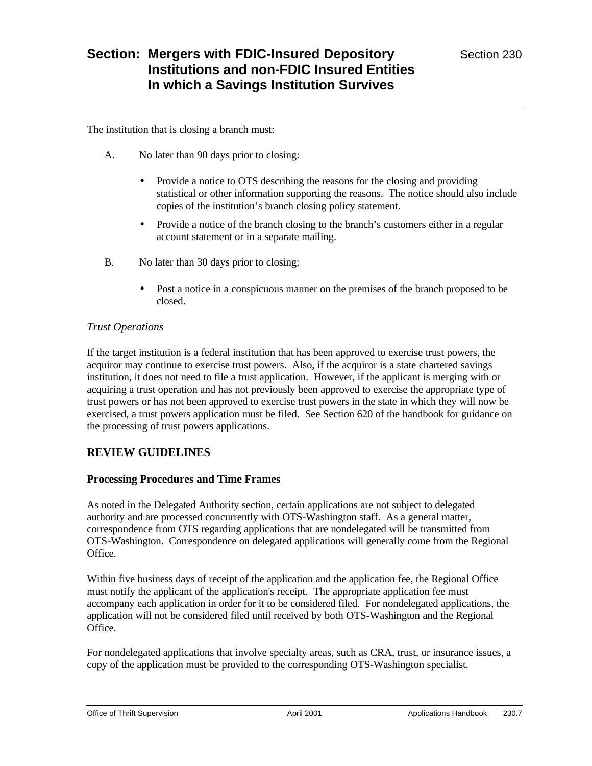The institution that is closing a branch must:

A. No later than 90 days prior to closing:

- Provide a notice to OTS describing the reasons for the closing and providing statistical or other information supporting the reasons. The notice should also include copies of the institution's branch closing policy statement.
- Provide a notice of the branch closing to the branch's customers either in a regular account statement or in a separate mailing.

B. No later than 30 days prior to closing:

- Post a notice in a conspicuous manner on the premises of the branch proposed to be closed.

*Trust Operations*

If the target institution is a federal institution that has been approved to exercise trust powers, the acquiror may continue to exercise trust powers. Also, if the acquiror is a state chartered savings institution, it does not need to file a trust application. However, if the applicant is merging with or acquiring a trust operation and has not previously been approved to exercise the appropriate type of trust powers or has not been approved to exercise trust powers in the state in which they will now be exercised, a trust powers application must be filed. See Section 620 of the handbook for guidance on the processing of trust powers applications.

## REVIEW GUIDELINES

### Processing Procedures and Time Frames

As noted in the Delegated Authority section, certain applications are not subject to delegated authority and are processed concurrently with OTS-Washington staff. As a general matter, correspondence from OTS regarding applications that are nondelegated will be transmitted from OTS-Washington. Correspondence on delegated applications will generally come from the Regional Office.

Within five business days of receipt of the application and the application fee, the Regional Office must notify the applicant of the application's receipt. The appropriate application fee must accompany each application in order for it to be considered filed. For nondelegated applications, the application will not be considered filed until received by both OTS-Washington and the Regional Office.

For nondelegated applications that involve specialty areas, such as CRA, trust, or insurance issues, a copy of the application must be provided to the corresponding OTS-Washington specialist.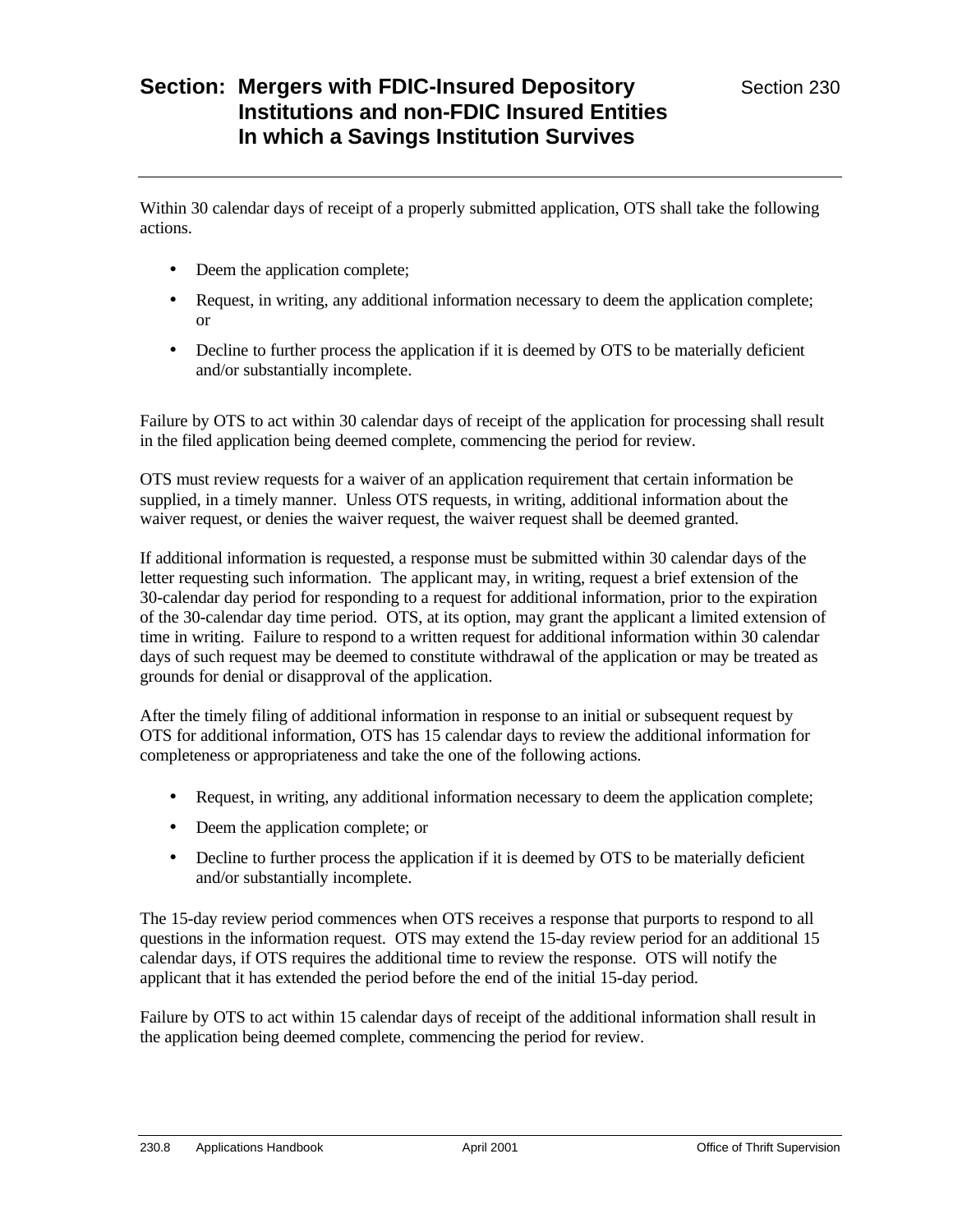Within 30 calendar days of receipt of a properly submitted application, OTS shall take the following actions.

- Deem the application complete;
- Request, in writing, any additional information necessary to deem the application complete; or
- Decline to further process the application if it is deemed by OTS to be materially deficient and/or substantially incomplete.

Failure by OTS to act within 30 calendar days of receipt of the application for processing shall result in the filed application being deemed complete, commencing the period for review.

OTS must review requests for a waiver of an application requirement that certain information be supplied, in a timely manner. Unless OTS requests, in writing, additional information about the waiver request, or denies the waiver request, the waiver request shall be deemed granted.

If additional information is requested, a response must be submitted within 30 calendar days of the letter requesting such information. The applicant may, in writing, request a brief extension of the 30-calendar day period for responding to a request for additional information, prior to the expiration of the 30-calendar day time period. OTS, at its option, may grant the applicant a limited extension of time in writing. Failure to respond to a written request for additional information within 30 calendar days of such request may be deemed to constitute withdrawal of the application or may be treated as grounds for denial or disapproval of the application.

After the timely filing of additional information in response to an initial or subsequent request by OTS for additional information, OTS has 15 calendar days to review the additional information for completeness or appropriateness and take the one of the following actions.

- Request, in writing, any additional information necessary to deem the application complete;
- Deem the application complete; or
- Decline to further process the application if it is deemed by OTS to be materially deficient and/or substantially incomplete.

The 15-day review period commences when OTS receives a response that purports to respond to all questions in the information request. OTS may extend the 15-day review period for an additional 15 calendar days, if OTS requires the additional time to review the response. OTS will notify the applicant that it has extended the period before the end of the initial 15-day period.

Failure by OTS to act within 15 calendar days of receipt of the additional information shall result in the application being deemed complete, commencing the period for review.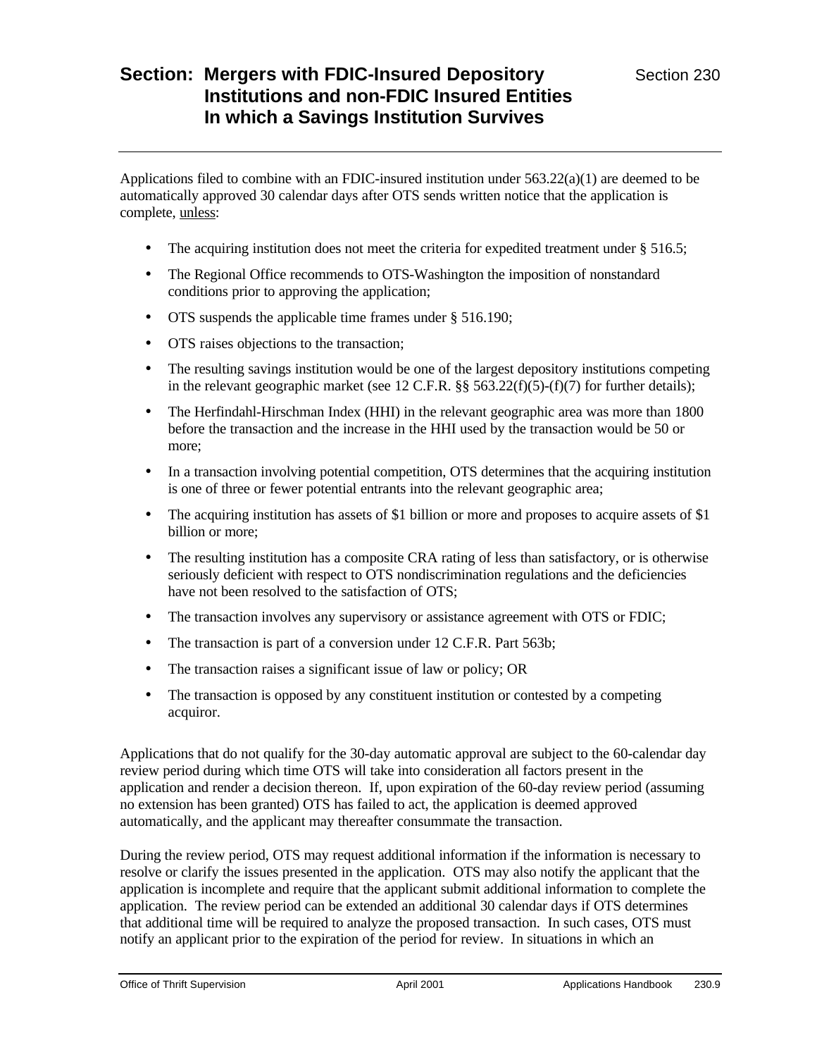# Section: Mergers with FDIC-Insured Depository Institutions and non-FDIC Insured Entities In which a Savings Institution Survives

Section 230

Applications filed to combine with an FDIC-insured institution under 563.22(a)(1) are deemed to be automatically approved 30 calendar days after OTS sends written notice that the application is complete, unless:

- The acquiring institution does not meet the criteria for expedited treatment under § 516.5;
- The Regional Office recommends to OTS-Washington the imposition of nonstandard conditions prior to approving the application;
- OTS suspends the applicable time frames under § 516.190;
- OTS raises objections to the transaction;
- The resulting savings institution would be one of the largest depository institutions competing in the relevant geographic market (see 12 C.F.R. §§ 563.22(f)(5)-(f)(7) for further details);
- The Herfindahl-Hirschman Index (HHI) in the relevant geographic area was more than 1800 before the transaction and the increase in the HHI used by the transaction would be 50 or more;
- In a transaction involving potential competition, OTS determines that the acquiring institution is one of three or fewer potential entrants into the relevant geographic area;
- The acquiring institution has assets of $1 billion or more and proposes to acquire assets of $1 billion or more;
- The resulting institution has a composite CRA rating of less than satisfactory, or is otherwise seriously deficient with respect to OTS nondiscrimination regulations and the deficiencies have not been resolved to the satisfaction of OTS;
- The transaction involves any supervisory or assistance agreement with OTS or FDIC;
- The transaction is part of a conversion under 12 C.F.R. Part 563b;
- The transaction raises a significant issue of law or policy; OR
- The transaction is opposed by any constituent institution or contested by a competing acquiror.

Applications that do not qualify for the 30-day automatic approval are subject to the 60-calendar day review period during which time OTS will take into consideration all factors present in the application and render a decision thereon. If, upon expiration of the 60-day review period (assuming no extension has been granted) OTS has failed to act, the application is deemed approved automatically, and the applicant may thereafter consummate the transaction.

During the review period, OTS may request additional information if the information is necessary to resolve or clarify the issues presented in the application. OTS may also notify the applicant that the application is incomplete and require that the applicant submit additional information to complete the application. The review period can be extended an additional 30 calendar days if OTS determines that additional time will be required to analyze the proposed transaction. In such cases, OTS must notify an applicant prior to the expiration of the period for review. In situations in which an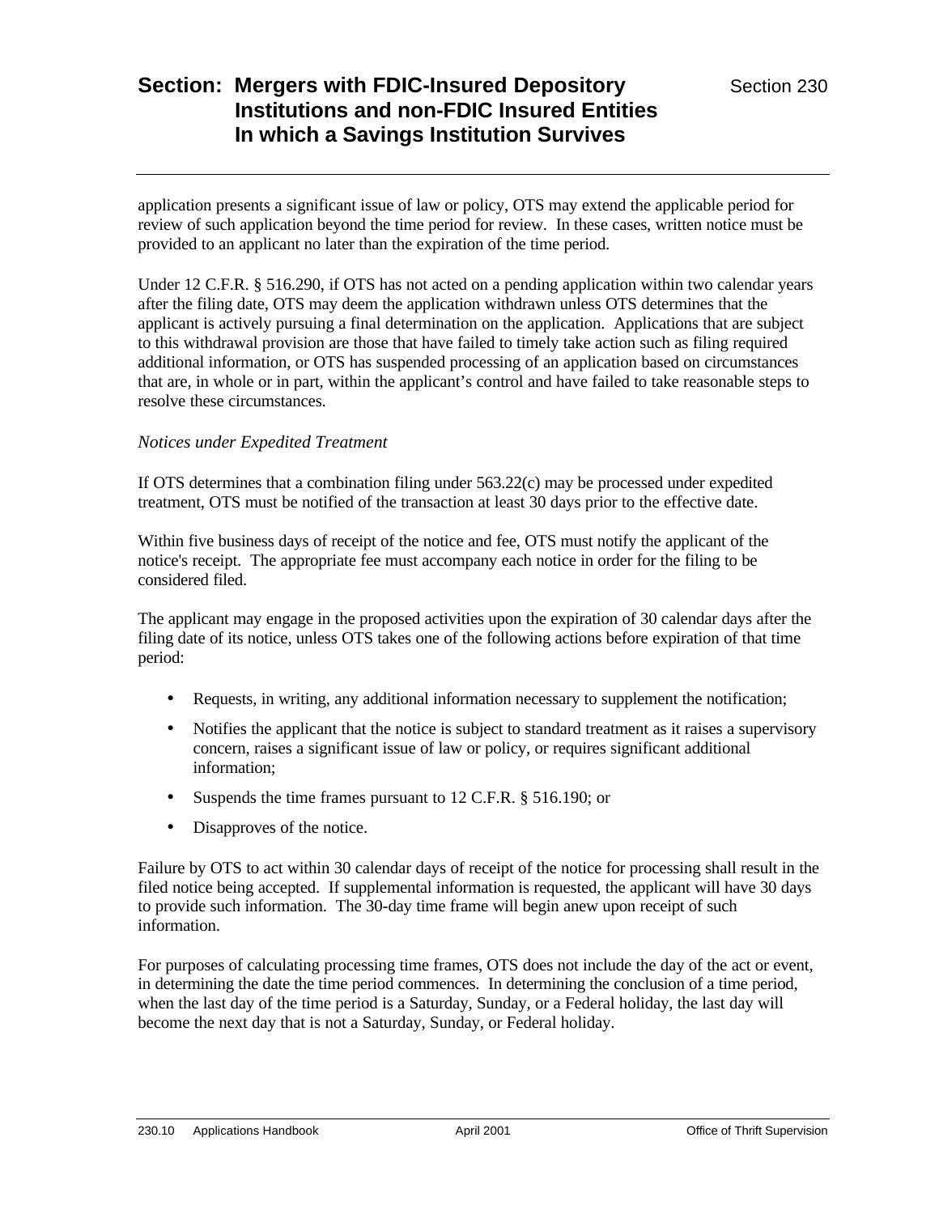application presents a significant issue of law or policy, OTS may extend the applicable period for review of such application beyond the time period for review. In these cases, written notice must be provided to an applicant no later than the expiration of the time period.

Under 12 C.F.R. § 516.290, if OTS has not acted on a pending application within two calendar years after the filing date, OTS may deem the application withdrawn unless OTS determines that the applicant is actively pursuing a final determination on the application. Applications that are subject to this withdrawal provision are those that have failed to timely take action such as filing required additional information, or OTS has suspended processing of an application based on circumstances that are, in whole or in part, within the applicant's control and have failed to take reasonable steps to resolve these circumstances.

*Notices under Expedited Treatment*

If OTS determines that a combination filing under 563.22(c) may be processed under expedited treatment, OTS must be notified of the transaction at least 30 days prior to the effective date.

Within five business days of receipt of the notice and fee, OTS must notify the applicant of the notice's receipt. The appropriate fee must accompany each notice in order for the filing to be considered filed.

The applicant may engage in the proposed activities upon the expiration of 30 calendar days after the filing date of its notice, unless OTS takes one of the following actions before expiration of that time period:

- Requests, in writing, any additional information necessary to supplement the notification;
- Notifies the applicant that the notice is subject to standard treatment as it raises a supervisory concern, raises a significant issue of law or policy, or requires significant additional information;
- Suspends the time frames pursuant to 12 C.F.R. § 516.190; or
- Disapproves of the notice.

Failure by OTS to act within 30 calendar days of receipt of the notice for processing shall result in the filed notice being accepted. If supplemental information is requested, the applicant will have 30 days to provide such information. The 30-day time frame will begin anew upon receipt of such information.

For purposes of calculating processing time frames, OTS does not include the day of the act or event, in determining the date the time period commences. In determining the conclusion of a time period, when the last day of the time period is a Saturday, Sunday, or a Federal holiday, the last day will become the next day that is not a Saturday, Sunday, or Federal holiday.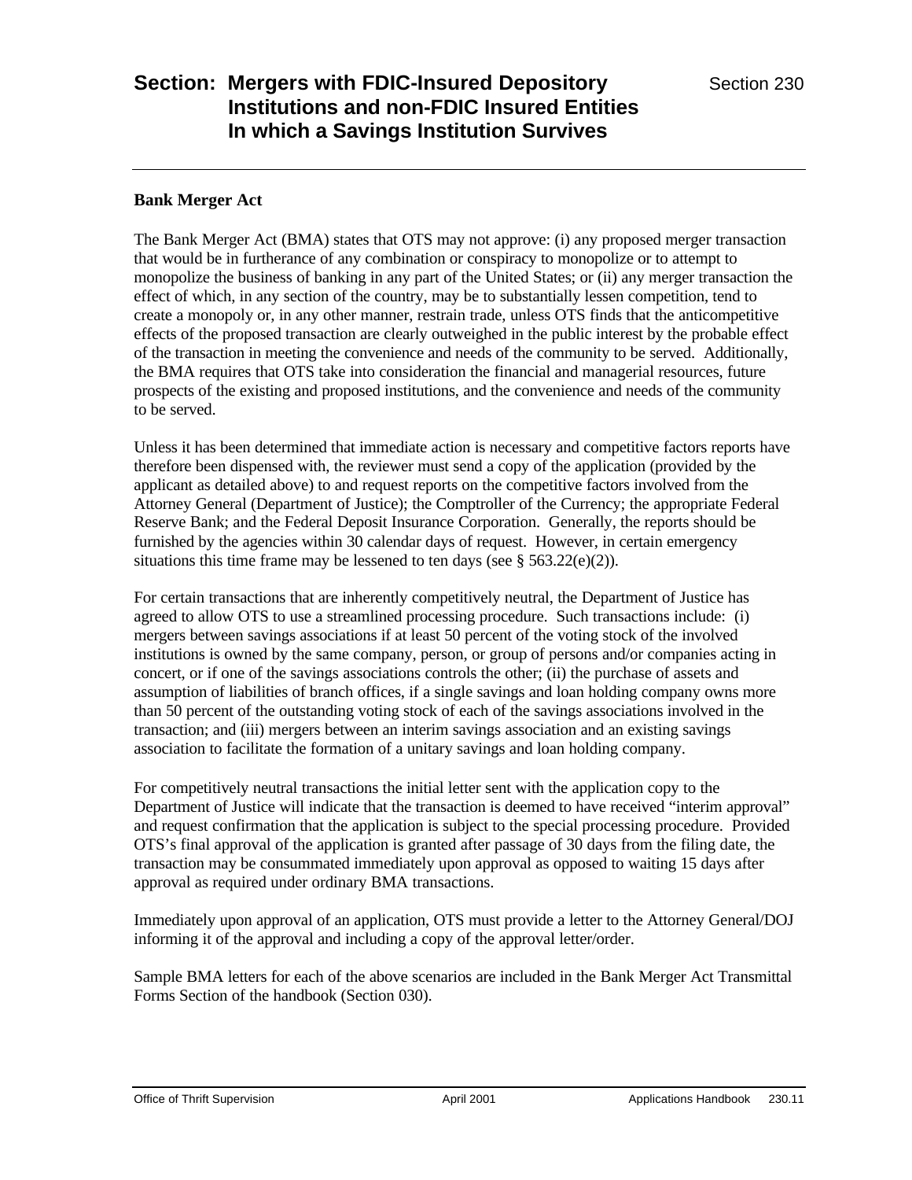# Section: Mergers with FDIC-Insured Depository Institutions and non-FDIC Insured Entities In which a Savings Institution Survives

Section 230

## Bank Merger Act

The Bank Merger Act (BMA) states that OTS may not approve: (i) any proposed merger transaction that would be in furtherance of any combination or conspiracy to monopolize or to attempt to monopolize the business of banking in any part of the United States; or (ii) any merger transaction the effect of which, in any section of the country, may be to substantially lessen competition, tend to create a monopoly or, in any other manner, restrain trade, unless OTS finds that the anticompetitive effects of the proposed transaction are clearly outweighed in the public interest by the probable effect of the transaction in meeting the convenience and needs of the community to be served. Additionally, the BMA requires that OTS take into consideration the financial and managerial resources, future prospects of the existing and proposed institutions, and the convenience and needs of the community to be served.

Unless it has been determined that immediate action is necessary and competitive factors reports have therefore been dispensed with, the reviewer must send a copy of the application (provided by the applicant as detailed above) to and request reports on the competitive factors involved from the Attorney General (Department of Justice); the Comptroller of the Currency; the appropriate Federal Reserve Bank; and the Federal Deposit Insurance Corporation. Generally, the reports should be furnished by the agencies within 30 calendar days of request. However, in certain emergency situations this time frame may be lessened to ten days (see § 563.22(e)(2)).

For certain transactions that are inherently competitively neutral, the Department of Justice has agreed to allow OTS to use a streamlined processing procedure. Such transactions include: (i) mergers between savings associations if at least 50 percent of the voting stock of the involved institutions is owned by the same company, person, or group of persons and/or companies acting in concert, or if one of the savings associations controls the other; (ii) the purchase of assets and assumption of liabilities of branch offices, if a single savings and loan holding company owns more than 50 percent of the outstanding voting stock of each of the savings associations involved in the transaction; and (iii) mergers between an interim savings association and an existing savings association to facilitate the formation of a unitary savings and loan holding company.

For competitively neutral transactions the initial letter sent with the application copy to the Department of Justice will indicate that the transaction is deemed to have received "interim approval" and request confirmation that the application is subject to the special processing procedure. Provided OTS's final approval of the application is granted after passage of 30 days from the filing date, the transaction may be consummated immediately upon approval as opposed to waiting 15 days after approval as required under ordinary BMA transactions.

Immediately upon approval of an application, OTS must provide a letter to the Attorney General/DOJ informing it of the approval and including a copy of the approval letter/order.

Sample BMA letters for each of the above scenarios are included in the Bank Merger Act Transmittal Forms Section of the handbook (Section 030).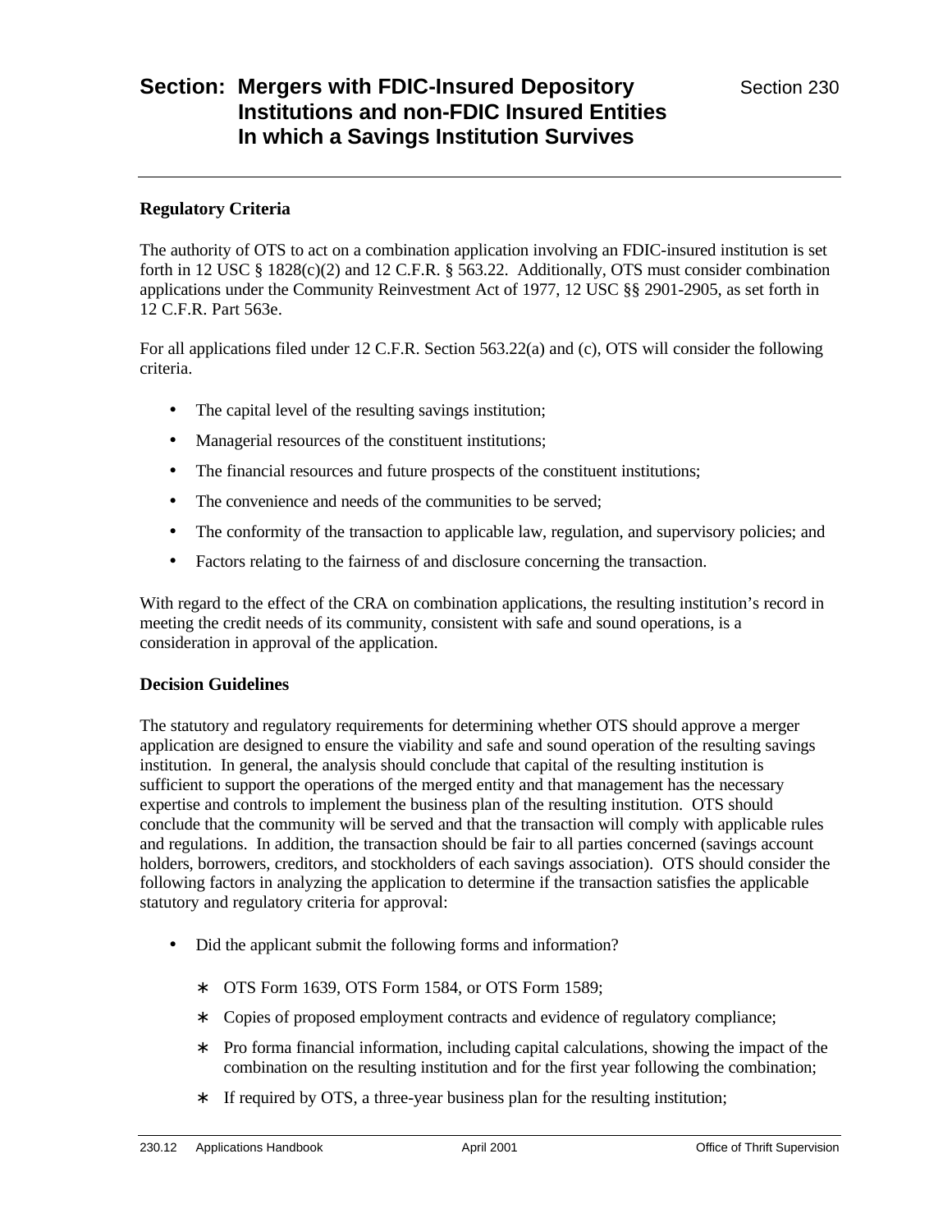# Section: Mergers with FDIC-Insured Depository Institutions and non-FDIC Insured Entities In which a Savings Institution Survives

Section 230

### Regulatory Criteria

The authority of OTS to act on a combination application involving an FDIC-insured institution is set forth in 12 USC § 1828(c)(2) and 12 C.F.R. § 563.22. Additionally, OTS must consider combination applications under the Community Reinvestment Act of 1977, 12 USC §§ 2901-2905, as set forth in 12 C.F.R. Part 563e.

For all applications filed under 12 C.F.R. Section 563.22(a) and (c), OTS will consider the following criteria.

- The capital level of the resulting savings institution;
- Managerial resources of the constituent institutions;
- The financial resources and future prospects of the constituent institutions;
- The convenience and needs of the communities to be served;
- The conformity of the transaction to applicable law, regulation, and supervisory policies; and
- Factors relating to the fairness of and disclosure concerning the transaction.

With regard to the effect of the CRA on combination applications, the resulting institution's record in meeting the credit needs of its community, consistent with safe and sound operations, is a consideration in approval of the application.

### Decision Guidelines

The statutory and regulatory requirements for determining whether OTS should approve a merger application are designed to ensure the viability and safe and sound operation of the resulting savings institution. In general, the analysis should conclude that capital of the resulting institution is sufficient to support the operations of the merged entity and that management has the necessary expertise and controls to implement the business plan of the resulting institution. OTS should conclude that the community will be served and that the transaction will comply with applicable rules and regulations. In addition, the transaction should be fair to all parties concerned (savings account holders, borrowers, creditors, and stockholders of each savings association). OTS should consider the following factors in analyzing the application to determine if the transaction satisfies the applicable statutory and regulatory criteria for approval:

- Did the applicant submit the following forms and information?
  - OTS Form 1639, OTS Form 1584, or OTS Form 1589;
  - Copies of proposed employment contracts and evidence of regulatory compliance;
  - Pro forma financial information, including capital calculations, showing the impact of the combination on the resulting institution and for the first year following the combination;
  - If required by OTS, a three-year business plan for the resulting institution;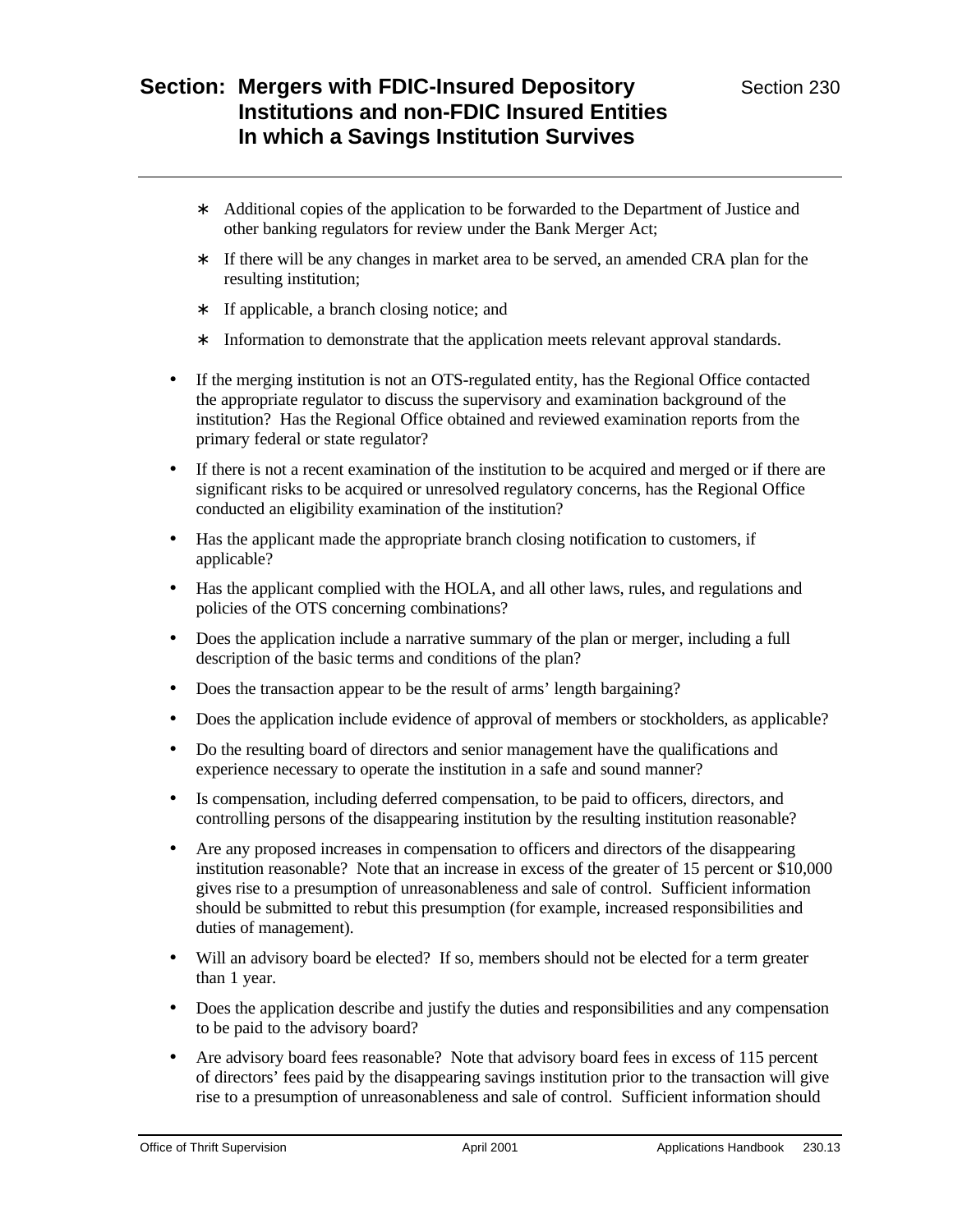* Additional copies of the application to be forwarded to the Department of Justice and other banking regulators for review under the Bank Merger Act;

   * If there will be any changes in market area to be served, an amended CRA plan for the resulting institution;

   * If applicable, a branch closing notice; and

   * Information to demonstrate that the application meets relevant approval standards.

- If the merging institution is not an OTS-regulated entity, has the Regional Office contacted the appropriate regulator to discuss the supervisory and examination background of the institution? Has the Regional Office obtained and reviewed examination reports from the primary federal or state regulator?

- If there is not a recent examination of the institution to be acquired and merged or if there are significant risks to be acquired or unresolved regulatory concerns, has the Regional Office conducted an eligibility examination of the institution?

- Has the applicant made the appropriate branch closing notification to customers, if applicable?

- Has the applicant complied with the HOLA, and all other laws, rules, and regulations and policies of the OTS concerning combinations?

- Does the application include a narrative summary of the plan or merger, including a full description of the basic terms and conditions of the plan?

- Does the transaction appear to be the result of arms' length bargaining?

- Does the application include evidence of approval of members or stockholders, as applicable?

- Do the resulting board of directors and senior management have the qualifications and experience necessary to operate the institution in a safe and sound manner?

- Is compensation, including deferred compensation, to be paid to officers, directors, and controlling persons of the disappearing institution by the resulting institution reasonable?

- Are any proposed increases in compensation to officers and directors of the disappearing institution reasonable? Note that an increase in excess of the greater of 15 percent or $10,000 gives rise to a presumption of unreasonableness and sale of control. Sufficient information should be submitted to rebut this presumption (for example, increased responsibilities and duties of management).

- Will an advisory board be elected? If so, members should not be elected for a term greater than 1 year.

- Does the application describe and justify the duties and responsibilities and any compensation to be paid to the advisory board?

- Are advisory board fees reasonable? Note that advisory board fees in excess of 115 percent of directors' fees paid by the disappearing savings institution prior to the transaction will give rise to a presumption of unreasonableness and sale of control. Sufficient information should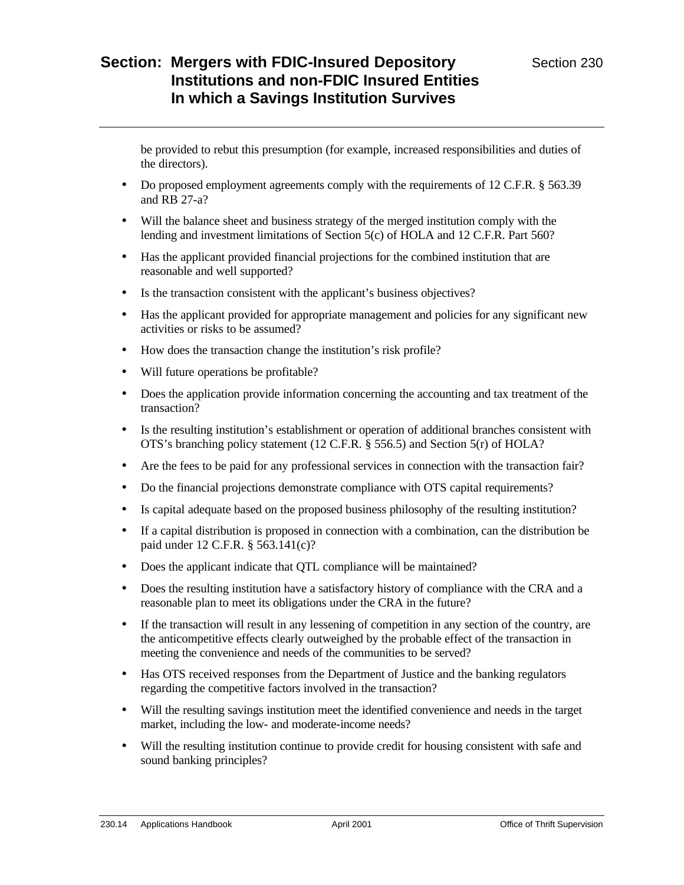be provided to rebut this presumption (for example, increased responsibilities and duties of the directors).

- Do proposed employment agreements comply with the requirements of 12 C.F.R. § 563.39 and RB 27-a?
- Will the balance sheet and business strategy of the merged institution comply with the lending and investment limitations of Section 5(c) of HOLA and 12 C.F.R. Part 560?
- Has the applicant provided financial projections for the combined institution that are reasonable and well supported?
- Is the transaction consistent with the applicant's business objectives?
- Has the applicant provided for appropriate management and policies for any significant new activities or risks to be assumed?
- How does the transaction change the institution's risk profile?
- Will future operations be profitable?
- Does the application provide information concerning the accounting and tax treatment of the transaction?
- Is the resulting institution's establishment or operation of additional branches consistent with OTS's branching policy statement (12 C.F.R. § 556.5) and Section 5(r) of HOLA?
- Are the fees to be paid for any professional services in connection with the transaction fair?
- Do the financial projections demonstrate compliance with OTS capital requirements?
- Is capital adequate based on the proposed business philosophy of the resulting institution?
- If a capital distribution is proposed in connection with a combination, can the distribution be paid under 12 C.F.R. § 563.141(c)?
- Does the applicant indicate that QTL compliance will be maintained?
- Does the resulting institution have a satisfactory history of compliance with the CRA and a reasonable plan to meet its obligations under the CRA in the future?
- If the transaction will result in any lessening of competition in any section of the country, are the anticompetitive effects clearly outweighed by the probable effect of the transaction in meeting the convenience and needs of the communities to be served?
- Has OTS received responses from the Department of Justice and the banking regulators regarding the competitive factors involved in the transaction?
- Will the resulting savings institution meet the identified convenience and needs in the target market, including the low- and moderate-income needs?
- Will the resulting institution continue to provide credit for housing consistent with safe and sound banking principles?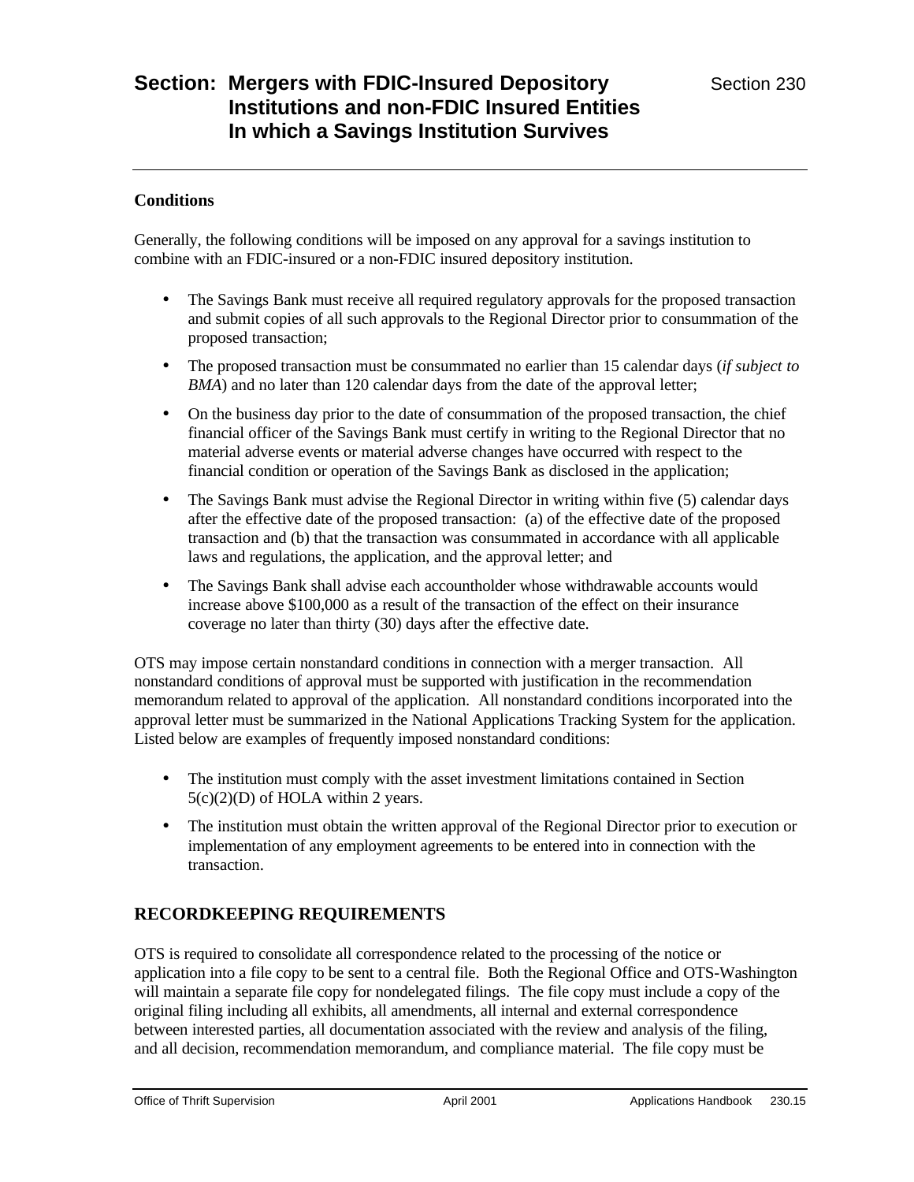## Conditions

Generally, the following conditions will be imposed on any approval for a savings institution to combine with an FDIC-insured or a non-FDIC insured depository institution.

- The Savings Bank must receive all required regulatory approvals for the proposed transaction and submit copies of all such approvals to the Regional Director prior to consummation of the proposed transaction;
- The proposed transaction must be consummated no earlier than 15 calendar days (*if subject to BMA*) and no later than 120 calendar days from the date of the approval letter;
- On the business day prior to the date of consummation of the proposed transaction, the chief financial officer of the Savings Bank must certify in writing to the Regional Director that no material adverse events or material adverse changes have occurred with respect to the financial condition or operation of the Savings Bank as disclosed in the application;
- The Savings Bank must advise the Regional Director in writing within five (5) calendar days after the effective date of the proposed transaction: (a) of the effective date of the proposed transaction and (b) that the transaction was consummated in accordance with all applicable laws and regulations, the application, and the approval letter; and
- The Savings Bank shall advise each accountholder whose withdrawable accounts would increase above $100,000 as a result of the transaction of the effect on their insurance coverage no later than thirty (30) days after the effective date.

OTS may impose certain nonstandard conditions in connection with a merger transaction. All nonstandard conditions of approval must be supported with justification in the recommendation memorandum related to approval of the application. All nonstandard conditions incorporated into the approval letter must be summarized in the National Applications Tracking System for the application. Listed below are examples of frequently imposed nonstandard conditions:

- The institution must comply with the asset investment limitations contained in Section 5(c)(2)(D) of HOLA within 2 years.
- The institution must obtain the written approval of the Regional Director prior to execution or implementation of any employment agreements to be entered into in connection with the transaction.

## RECORDKEEPING REQUIREMENTS

OTS is required to consolidate all correspondence related to the processing of the notice or application into a file copy to be sent to a central file. Both the Regional Office and OTS-Washington will maintain a separate file copy for nondelegated filings. The file copy must include a copy of the original filing including all exhibits, all amendments, all internal and external correspondence between interested parties, all documentation associated with the review and analysis of the filing, and all decision, recommendation memorandum, and compliance material. The file copy must be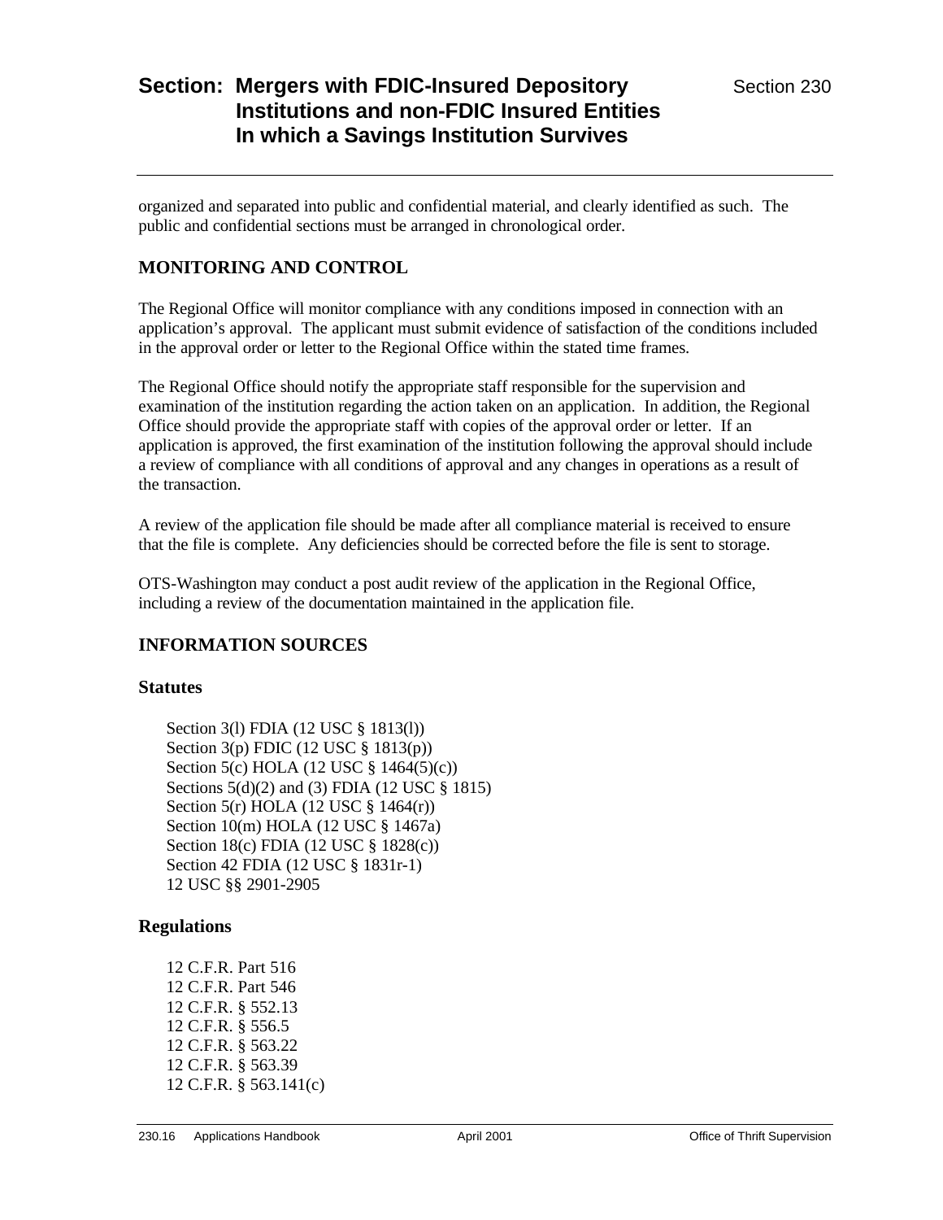organized and separated into public and confidential material, and clearly identified as such. The public and confidential sections must be arranged in chronological order.

## MONITORING AND CONTROL

The Regional Office will monitor compliance with any conditions imposed in connection with an application's approval. The applicant must submit evidence of satisfaction of the conditions included in the approval order or letter to the Regional Office within the stated time frames.

The Regional Office should notify the appropriate staff responsible for the supervision and examination of the institution regarding the action taken on an application. In addition, the Regional Office should provide the appropriate staff with copies of the approval order or letter. If an application is approved, the first examination of the institution following the approval should include a review of compliance with all conditions of approval and any changes in operations as a result of the transaction.

A review of the application file should be made after all compliance material is received to ensure that the file is complete. Any deficiencies should be corrected before the file is sent to storage.

OTS-Washington may conduct a post audit review of the application in the Regional Office, including a review of the documentation maintained in the application file.

## INFORMATION SOURCES

### Statutes

Section 3(l) FDIA (12 USC § 1813(l))
Section 3(p) FDIC (12 USC § 1813(p))
Section 5(c) HOLA (12 USC § 1464(5)(c))
Sections 5(d)(2) and (3) FDIA (12 USC § 1815)
Section 5(r) HOLA (12 USC § 1464(r))
Section 10(m) HOLA (12 USC § 1467a)
Section 18(c) FDIA (12 USC § 1828(c))
Section 42 FDIA (12 USC § 1831r-1)
12 USC §§ 2901-2905

### Regulations

12 C.F.R. Part 516
12 C.F.R. Part 546
12 C.F.R. § 552.13
12 C.F.R. § 556.5
12 C.F.R. § 563.22
12 C.F.R. § 563.39
12 C.F.R. § 563.141(c)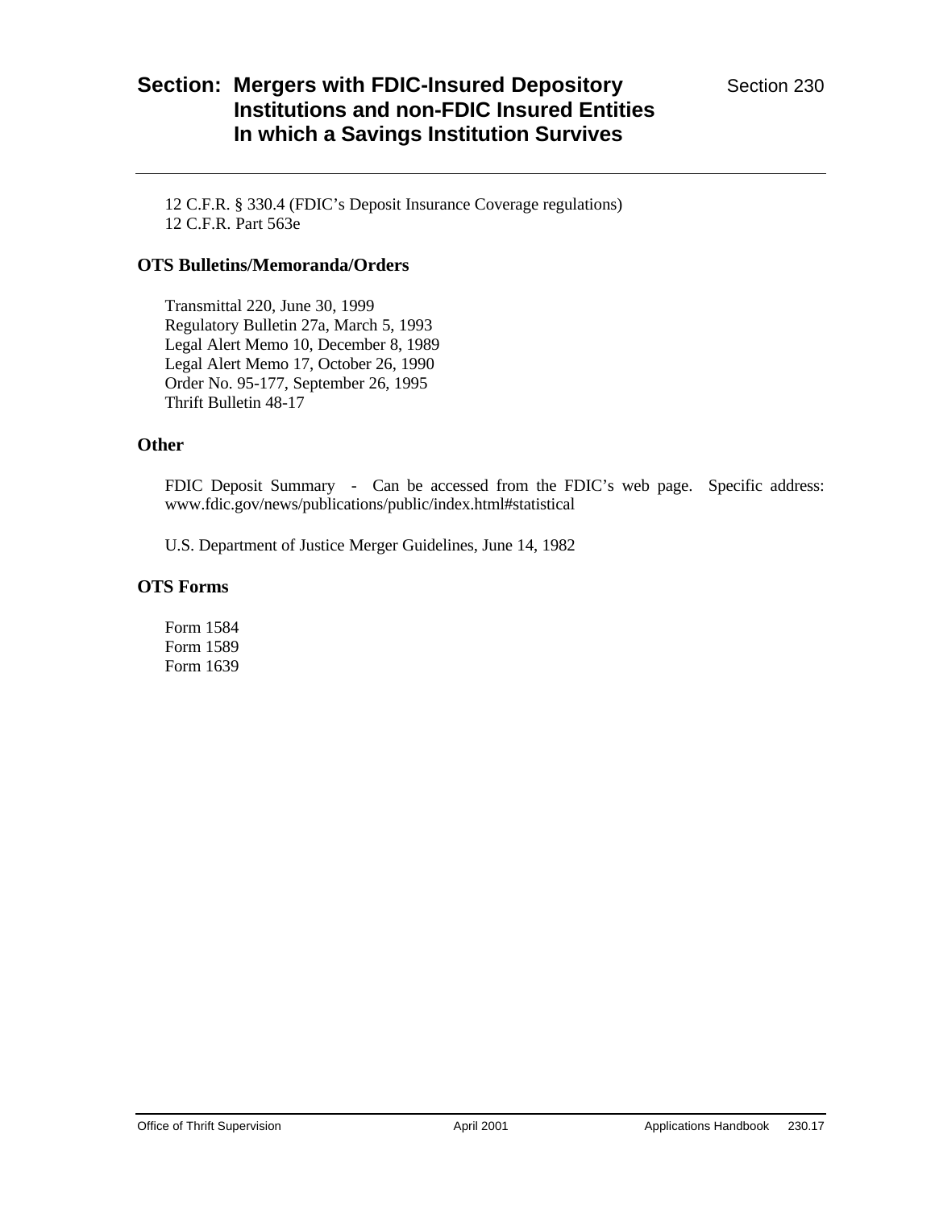12 C.F.R. § 330.4 (FDIC's Deposit Insurance Coverage regulations)
12 C.F.R. Part 563e

### OTS Bulletins/Memoranda/Orders

Transmittal 220, June 30, 1999
Regulatory Bulletin 27a, March 5, 1993
Legal Alert Memo 10, December 8, 1989
Legal Alert Memo 17, October 26, 1990
Order No. 95-177, September 26, 1995
Thrift Bulletin 48-17

### Other

FDIC Deposit Summary - Can be accessed from the FDIC's web page. Specific address: www.fdic.gov/news/publications/public/index.html#statistical

U.S. Department of Justice Merger Guidelines, June 14, 1982

### OTS Forms

Form 1584
Form 1589
Form 1639